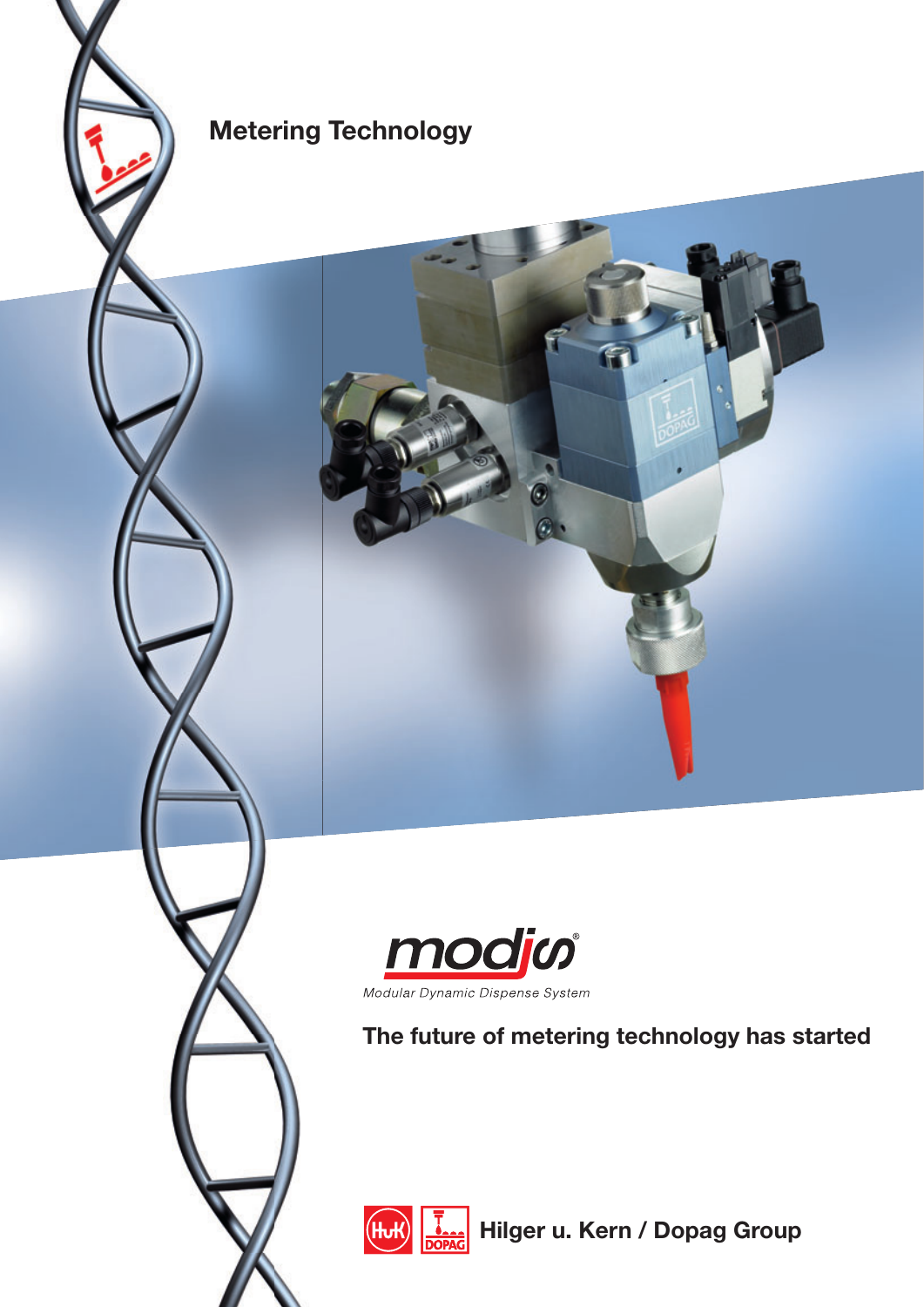# Metering Technology

**modis®**

*Modular Dynamic Dispense System*

## The future of metering technology has started

**Hilger u. Kern / Dopag Group**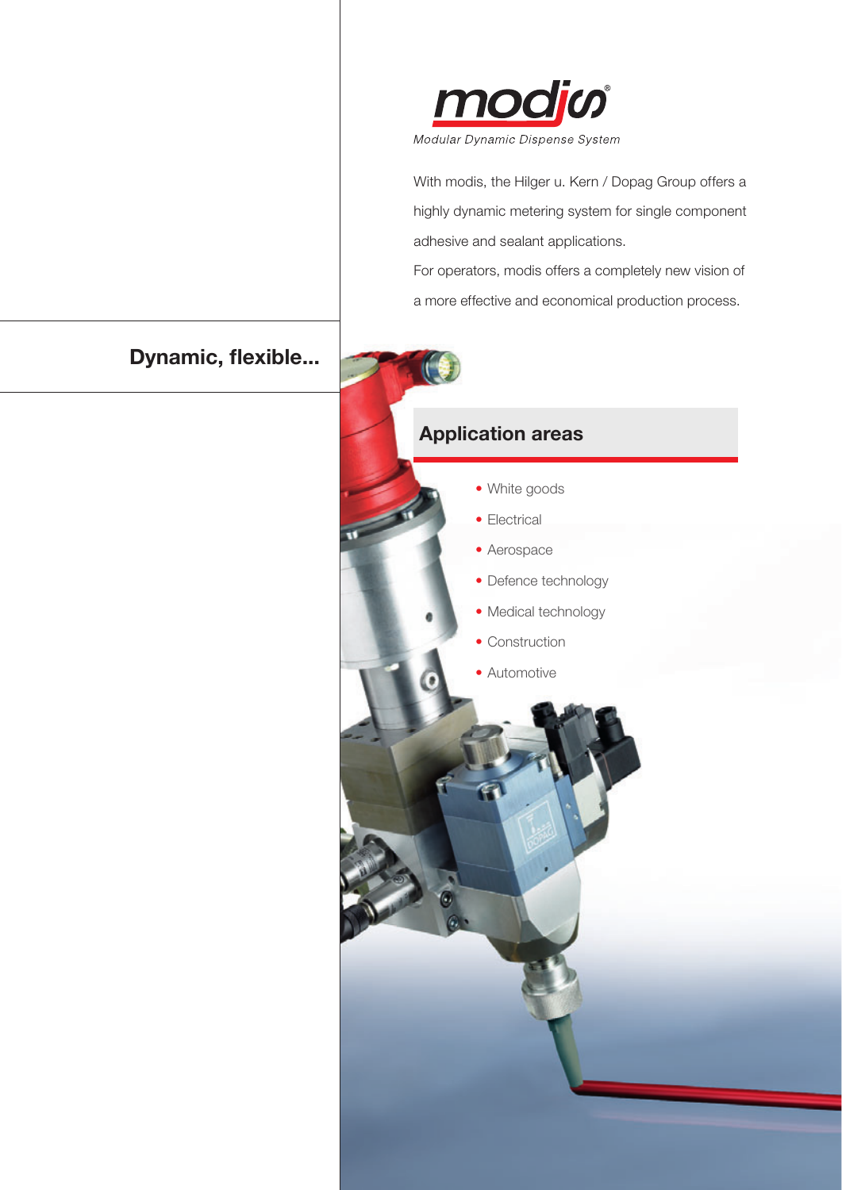modis®

*Modular Dynamic Dispense System*

With modis, the Hilger u. Kern / Dopag Group offers a highly dynamic metering system for single component adhesive and sealant applications.
For operators, modis offers a completely new vision of a more effective and economical production process.

## Dynamic, flexible...

## Application areas

- White goods
- Electrical
- Aerospace
- Defence technology
- Medical technology
- Construction
- Automotive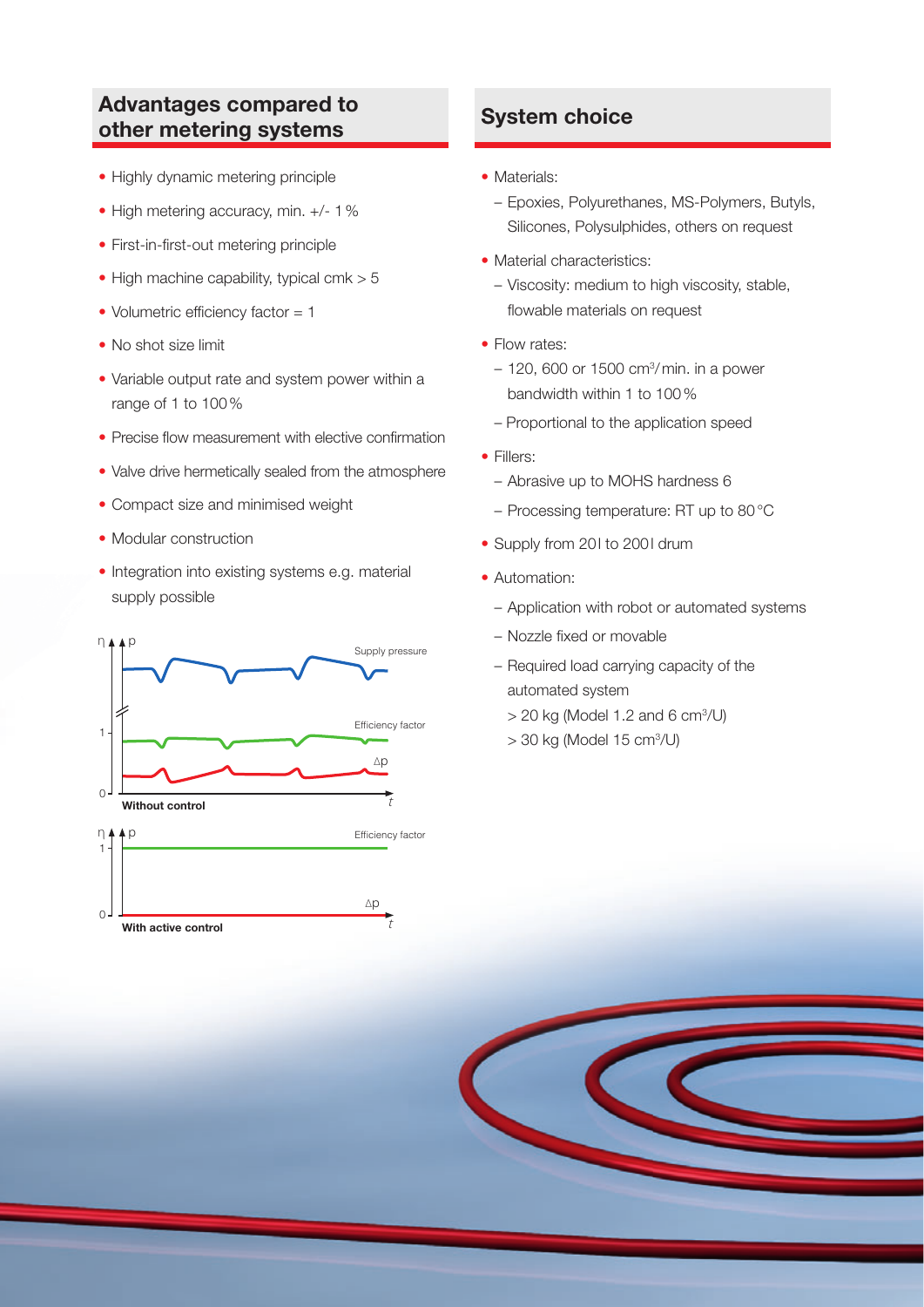## Advantages compared to other metering systems

- Highly dynamic metering principle
- High metering accuracy, min. +/- 1 %
- First-in-first-out metering principle
- High machine capability, typical cmk > 5
- Volumetric efficiency factor = 1
- No shot size limit
- Variable output rate and system power within a range of 1 to 100 %
- Precise flow measurement with elective confirmation
- Valve drive hermetically sealed from the atmosphere
- Compact size and minimised weight
- Modular construction
- Integration into existing systems e.g. material supply possible

Without control

With active control

## System choice

- Materials:
  - Epoxies, Polyurethanes, MS-Polymers, Butyls, Silicones, Polysulphides, others on request
- Material characteristics:
  - Viscosity: medium to high viscosity, stable, flowable materials on request
- Flow rates:
  - 120, 600 or 1500 $cm^3$/min. in a power bandwidth within 1 to 100 %
  - Proportional to the application speed
- Fillers:
  - Abrasive up to MOHS hardness 6
  - Processing temperature: RT up to 80 °C
- Supply from 20 l to 200 l drum
- Automation:
  - Application with robot or automated systems
  - Nozzle fixed or movable
  - Required load carrying capacity of the automated system
    - > 20 kg (Model 1.2 and 6 $cm^3$/U)
    - > 30 kg (Model 15 $cm^3$/U)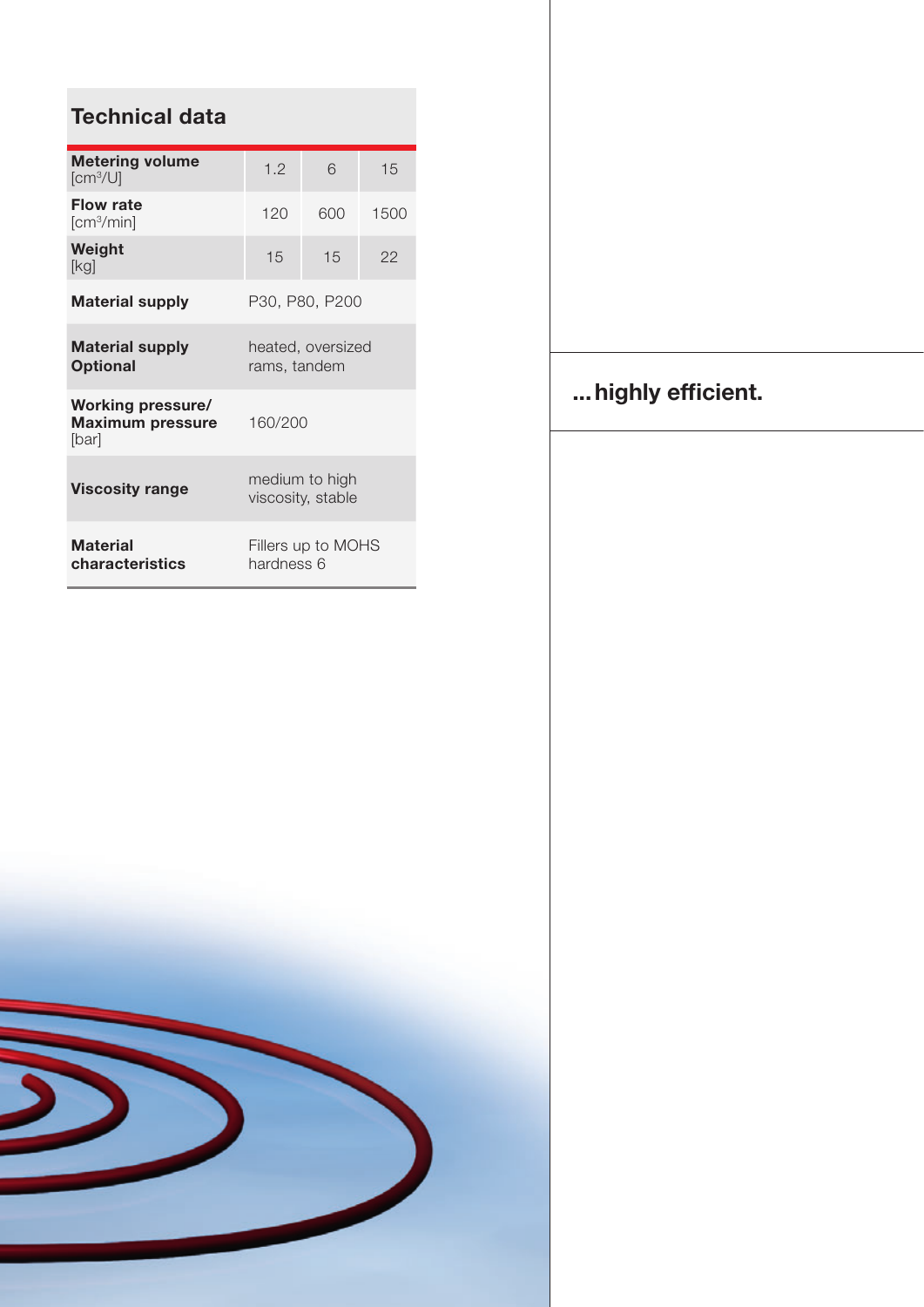## Technical data

| | | | |
|---|---|---|---|
| **Metering volume** [cm³/U] | 1.2 | 6 | 15 |
| **Flow rate** [cm³/min] | 120 | 600 | 1500 |
| **Weight** [kg] | 15 | 15 | 22 |
| **Material supply** | P30, P80, P200 | | |
| **Material supply Optional** | heated, oversized rams, tandem | | |
| **Working pressure/ Maximum pressure** [bar] | 160/200 | | |
| **Viscosity range** | medium to high viscosity, stable | | |
| **Material characteristics** | Fillers up to MOHS hardness 6 | | |

**... highly efficient.**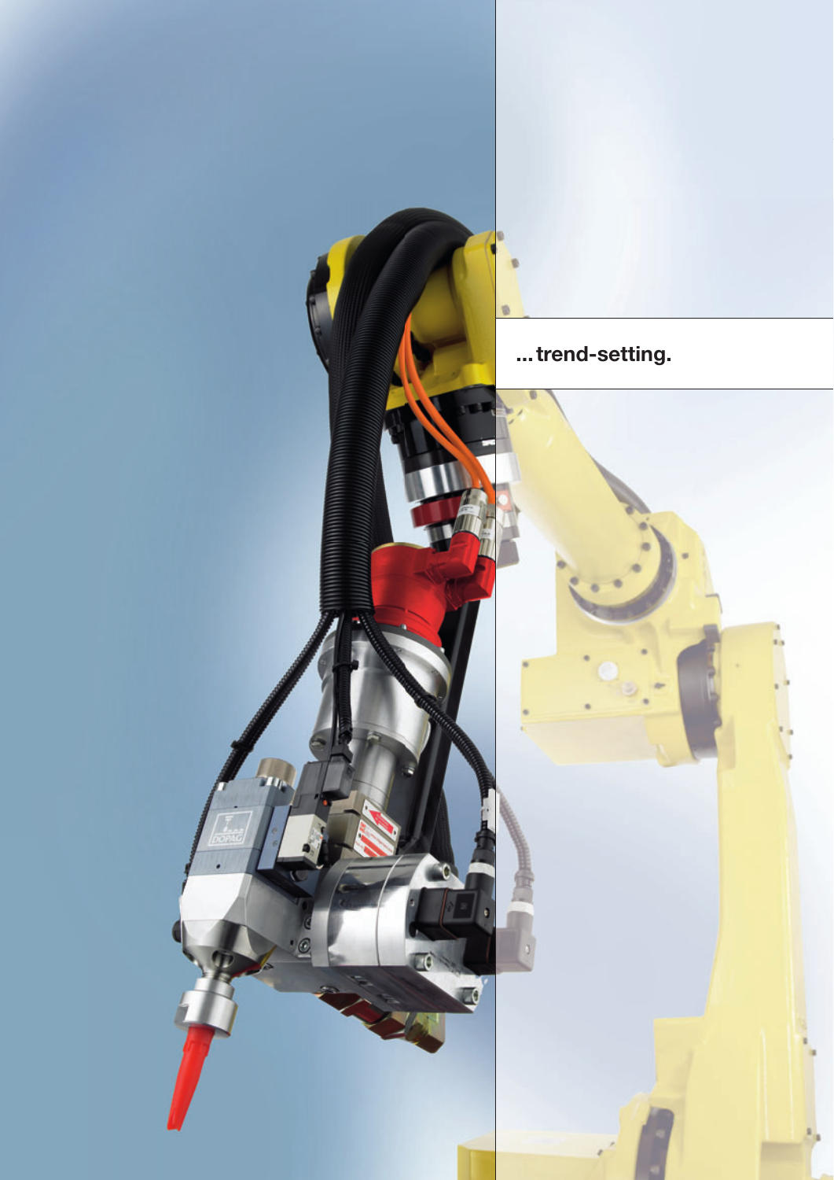... trend-setting.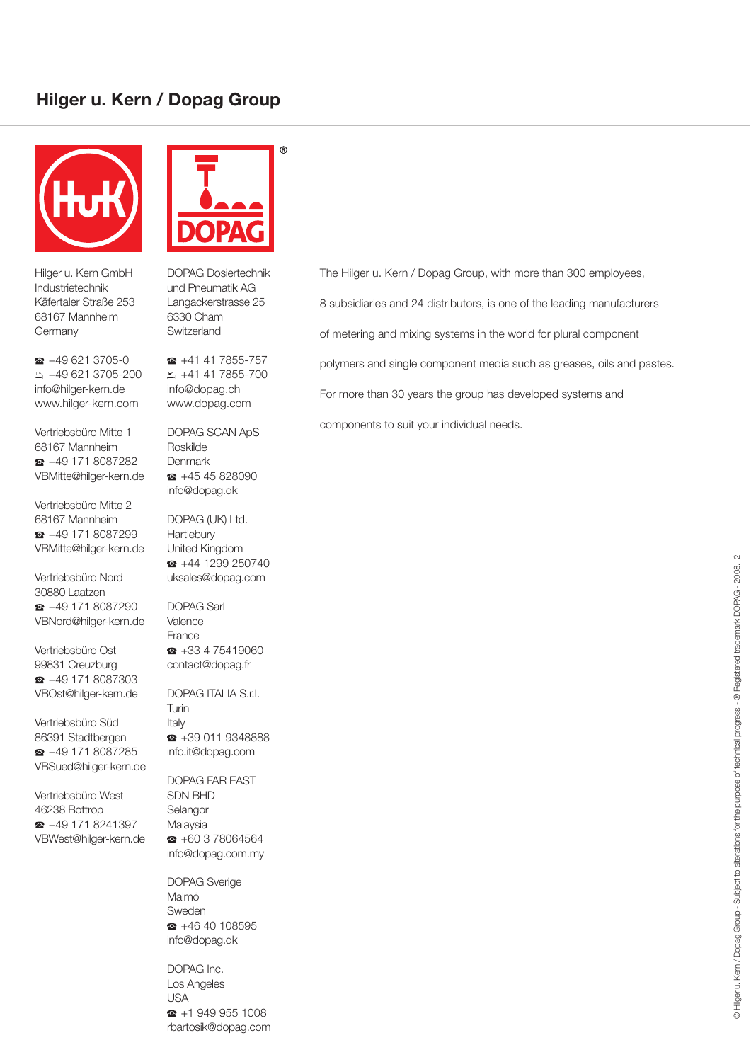## Hilger u. Kern / Dopag Group

Hilger u. Kern GmbH
Industrietechnik
Käfertaler Straße 253
68167 Mannheim
Germany

☎ +49 621 3705-0
℻ +49 621 3705-200
info@hilger-kern.de
www.hilger-kern.com

Vertriebsbüro Mitte 1
68167 Mannheim
☎ +49 171 8087282
VBMitte@hilger-kern.de

Vertriebsbüro Mitte 2
68167 Mannheim
☎ +49 171 8087299
VBMitte@hilger-kern.de

Vertriebsbüro Nord
30880 Laatzen
☎ +49 171 8087290
VBNord@hilger-kern.de

Vertriebsbüro Ost
99831 Creuzburg
☎ +49 171 8087303
VBOst@hilger-kern.de

Vertriebsbüro Süd
86391 Stadtbergen
☎ +49 171 8087285
VBSued@hilger-kern.de

Vertriebsbüro West
46238 Bottrop
☎ +49 171 8241397
VBWest@hilger-kern.de

DOPAG Dosiertechnik
und Pneumatik AG
Langackerstrasse 25
6330 Cham
Switzerland

☎ +41 41 7855-757
℻ +41 41 7855-700
info@dopag.ch
www.dopag.com

DOPAG SCAN ApS
Roskilde
Denmark
☎ +45 45 828090
info@dopag.dk

DOPAG (UK) Ltd.
Hartlebury
United Kingdom
☎ +44 1299 250740
uksales@dopag.com

DOPAG Sarl
Valence
France
☎ +33 4 75419060
contact@dopag.fr

DOPAG ITALIA S.r.l.
Turin
Italy
☎ +39 011 9348888
info.it@dopag.com

DOPAG FAR EAST
SDN BHD
Selangor
Malaysia
☎ +60 3 78064564
info@dopag.com.my

DOPAG Sverige
Malmö
Sweden
☎ +46 40 108595
info@dopag.dk

DOPAG Inc.
Los Angeles
USA
☎ +1 949 955 1008
rbartosik@dopag.com

The Hilger u. Kern / Dopag Group, with more than 300 employees, 8 subsidiaries and 24 distributors, is one of the leading manufacturers of metering and mixing systems in the world for plural component polymers and single component media such as greases, oils and pastes. For more than 30 years the group has developed systems and components to suit your individual needs.

© Hilger u. Kern / Dopag Group - Subject to alterations for the purpose of technical progress - ® Registered trademark DOPAG - 2008.12